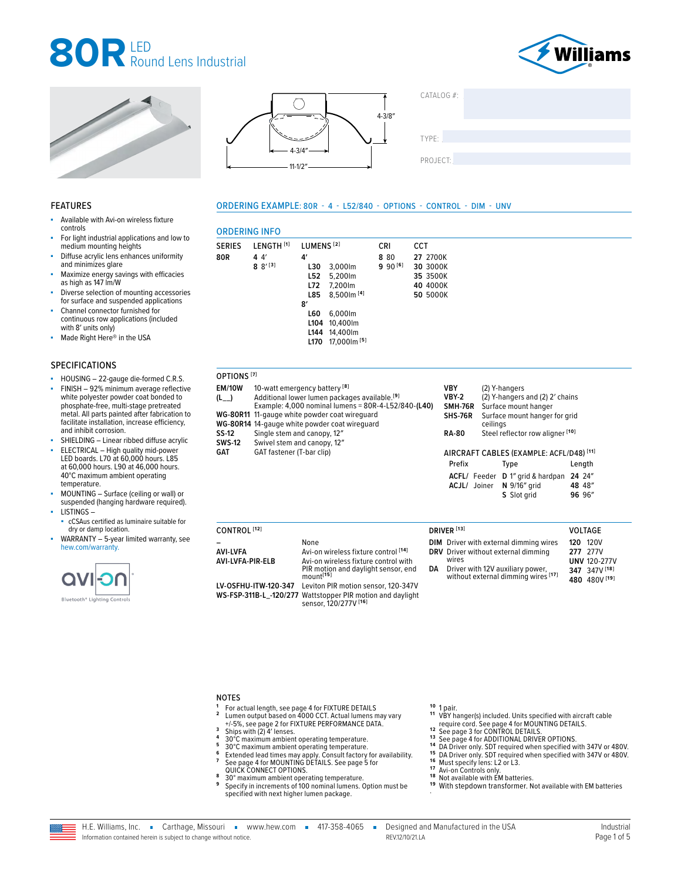# 80R LED Round Lens Industrial

Williams

4-3/8″
4-3/4″
11-1/2″

CATALOG #:

TYPE:

PROJECT:

## FEATURES

- Available with Avi-on wireless fixture controls
- For light industrial applications and low to medium mounting heights
- Diffuse acrylic lens enhances uniformity and minimizes glare
- Maximize energy savings with efficacies as high as 147 lm/W
- Diverse selection of mounting accessories for surface and suspended applications
- Channel connector furnished for continuous row applications (included with 8′ units only)
- Made Right Here® in the USA

## SPECIFICATIONS

- HOUSING – 22-gauge die-formed C.R.S.
- FINISH – 92% minimum average reflective white polyester powder coat bonded to phosphate-free, multi-stage pretreated metal. All parts painted after fabrication to facilitate installation, increase efficiency, and inhibit corrosion.
- SHIELDING – Linear ribbed diffuse acrylic
- ELECTRICAL – High quality mid-power LED boards. L70 at 60,000 hours. L85 at 60,000 hours. L90 at 46,000 hours. 40°C maximum ambient operating temperature.
- MOUNTING – Surface (ceiling or wall) or suspended (hanging hardware required).
- LISTINGS –
  - cCSAus certified as luminaire suitable for dry or damp location.
- WARRANTY – 5-year limited warranty, see hew.com/warranty.

avi-on Bluetooth® Lighting Controls

## ORDERING EXAMPLE: 80R - 4 - L52/840 - OPTIONS - CONTROL - DIM - UNV

## ORDERING INFO

| SERIES | LENGTH [1] | LUMENS [2] | | CRI | CCT |
|---|---|---|---|---|---|
| **80R** | **4** 4′ | **4′** | | **8** 80 | **27** 2700K |
| | **8** 8′ [3] | **L30** | 3,000lm | **9** 90 [6] | **30** 3000K |
| | | **L52** | 5,200lm | | **35** 3500K |
| | | **L72** | 7,200lm | | **40** 4000K |
| | | **L85** | 8,500lm [4] | | **50** 5000K |
| | | **8′** | | | |
| | | **L60** | 6,000lm | | |
| | | **L104** | 10,400lm | | |
| | | **L144** | 14,400lm | | |
| | | **L170** | 17,000lm [5] | | |

### OPTIONS [7]

| Code | Description |
|---|---|
| **EM/10W** | 10-watt emergency battery [8] |
| **(L__)** | Additional lower lumen packages available.[9] Example: 4,000 nominal lumens = 80R-4-L52/840-**(L40)** |
| **WG-80R11** | 11-gauge white powder coat wireguard |
| **WG-80R14** | 14-gauge white powder coat wireguard |
| **SS-12** | Single stem and canopy, 12″ |
| **SWS-12** | Swivel stem and canopy, 12″ |
| **GAT** | GAT fastener (T-bar clip) |
| **VBY** | (2) Y-hangers |
| **VBY-2** | (2) Y-hangers and (2) 2′ chains |
| **SMH-76R** | Surface mount hanger |
| **SHS-76R** | Surface mount hanger for grid ceilings |
| **RA-80** | Steel reflector row aligner [10] |

### AIRCRAFT CABLES (EXAMPLE: ACFL/D48) [11]

| Prefix | Type | Length |
|---|---|---|
| **ACFL/** Feeder | **D** 1″ grid & hardpan | **24** 24″ |
| **ACJL/** Joiner | **N** 9/16″ grid | **48** 48″ |
| | **S** Slot grid | **96** 96″ |

### CONTROL [12]

| Code | Description |
|---|---|
| **–** | None |
| **AVI-LVFA** | Avi-on wireless fixture control [14] |
| **AVI-LVFA-PIR-ELB** | Avi-on wireless fixture control with PIR motion and daylight sensor, end mount[15] |
| **LV-OSFHU-ITW-120-347** | Leviton PIR motion sensor, 120-347V |
| **WS-FSP-311B-L_-120/277** | Wattstopper PIR motion and daylight sensor, 120/277V [16] |

### DRIVER [13]

| Code | Description |
|---|---|
| **DIM** | Driver with external dimming wires |
| **DRV** | Driver without external dimming wires |
| **DA** | Driver with 12V auxiliary power, without external dimming wires [17] |

### VOLTAGE

| Code | Voltage |
|---|---|
| **120** | 120V |
| **277** | 277V |
| **UNV** | 120-277V |
| **347** | 347V [18] |
| **480** | 480V [19] |

## NOTES

1. For actual length, see page 4 for FIXTURE DETAILS
2. Lumen output based on 4000 CCT. Actual lumens may vary +/-5%, see page 2 for FIXTURE PERFORMANCE DATA.
3. Ships with (2) 4′ lenses.
4. 30°C maximum ambient operating temperature.
5. 30°C maximum ambient operating temperature.
6. Extended lead times may apply. Consult factory for availability.
7. See page 4 for MOUNTING DETAILS. See page 5 for QUICK CONNECT OPTIONS.
8. 30° maximum ambient operating temperature.
9. Specify in increments of 100 nominal lumens. Option must be specified with next higher lumen package.
10. 1 pair.
11. VBY hanger(s) included. Units specified with aircraft cable require cord. See page 4 for MOUNTING DETAILS.
12. See page 3 for CONTROL DETAILS.
13. See page 4 for ADDITIONAL DRIVER OPTIONS.
14. DA Driver only. SDT required when specified with 347V or 480V.
15. DA Driver only. SDT required when specified with 347V or 480V.
16. Must specify lens: L2 or L3.
17. Avi-on Controls only.
18. Not available with EM batteries.
19. With stepdown transformer. Not available with EM batteries.

H.E. Williams, Inc. ▪ Carthage, Missouri ▪ www.hew.com ▪ 417-358-4065 ▪ Designed and Manufactured in the USA
Information contained herein is subject to change without notice. REV.12/10/21.LA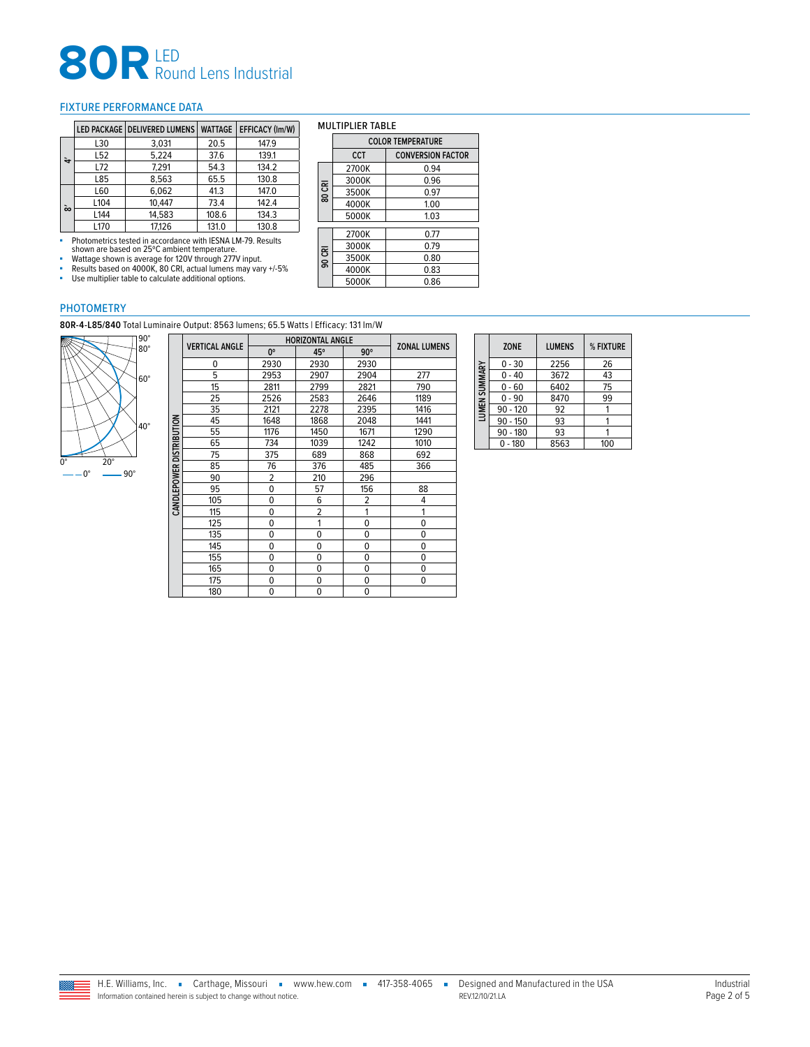# 80R LED Round Lens Industrial

## FIXTURE PERFORMANCE DATA

| | LED PACKAGE | DELIVERED LUMENS | WATTAGE | EFFICACY (lm/W) |
|---|---|---|---|---|
| 4' | L30 | 3,031 | 20.5 | 147.9 |
| | L52 | 5,224 | 37.6 | 139.1 |
| | L72 | 7,291 | 54.3 | 134.2 |
| | L85 | 8,563 | 65.5 | 130.8 |
| 8' | L60 | 6,062 | 41.3 | 147.0 |
| | L104 | 10,447 | 73.4 | 142.4 |
| | L144 | 14,583 | 108.6 | 134.3 |
| | L170 | 17,126 | 131.0 | 130.8 |

- Photometrics tested in accordance with IESNA LM-79. Results shown are based on 25°C ambient temperature.
- Wattage shown is average for 120V through 277V input.
- Results based on 4000K, 80 CRI, actual lumens may vary +/-5%
- Use multiplier table to calculate additional options.

### MULTIPLIER TABLE

| | COLOR TEMPERATURE | |
|---|---|---|
| | CCT | CONVERSION FACTOR |
| 80 CRI | 2700K | 0.94 |
| | 3000K | 0.96 |
| | 3500K | 0.97 |
| | 4000K | 1.00 |
| | 5000K | 1.03 |
| 90 CRI | 2700K | 0.77 |
| | 3000K | 0.79 |
| | 3500K | 0.80 |
| | 4000K | 0.83 |
| | 5000K | 0.86 |

## PHOTOMETRY

**80R-4-L85/840** Total Luminaire Output: 8563 lumens; 65.5 Watts | Efficacy: 131 lm/W

90° 80° 60° 40° 0° 20°

— — 0° —— 90°

| CANDLEPOWER DISTRIBUTION | VERTICAL ANGLE | HORIZONTAL ANGLE | | | ZONAL LUMENS |
|---|---|---|---|---|---|
| | | 0° | 45° | 90° | |
| | 0 | 2930 | 2930 | 2930 | |
| | 5 | 2953 | 2907 | 2904 | 277 |
| | 15 | 2811 | 2799 | 2821 | 790 |
| | 25 | 2526 | 2583 | 2646 | 1189 |
| | 35 | 2121 | 2278 | 2395 | 1416 |
| | 45 | 1648 | 1868 | 2048 | 1441 |
| | 55 | 1176 | 1450 | 1671 | 1290 |
| | 65 | 734 | 1039 | 1242 | 1010 |
| | 75 | 375 | 689 | 868 | 692 |
| | 85 | 76 | 376 | 485 | 366 |
| | 90 | 2 | 210 | 296 | |
| | 95 | 0 | 57 | 156 | 88 |
| | 105 | 0 | 6 | 2 | 4 |
| | 115 | 0 | 2 | 1 | 1 |
| | 125 | 0 | 1 | 0 | 0 |
| | 135 | 0 | 0 | 0 | 0 |
| | 145 | 0 | 0 | 0 | 0 |
| | 155 | 0 | 0 | 0 | 0 |
| | 165 | 0 | 0 | 0 | 0 |
| | 175 | 0 | 0 | 0 | 0 |
| | 180 | 0 | 0 | 0 | |

| LUMEN SUMMARY | ZONE | LUMENS | % FIXTURE |
|---|---|---|---|
| | 0 - 30 | 2256 | 26 |
| | 0 - 40 | 3672 | 43 |
| | 0 - 60 | 6402 | 75 |
| | 0 - 90 | 8470 | 99 |
| | 90 - 120 | 92 | 1 |
| | 90 - 150 | 93 | 1 |
| | 90 - 180 | 93 | 1 |
| | 0 - 180 | 8563 | 100 |

H.E. Williams, Inc. ▪ Carthage, Missouri ▪ www.hew.com ▪ 417-358-4065 ▪ Designed and Manufactured in the USA

Information contained herein is subject to change without notice. REV.12/10/21.LA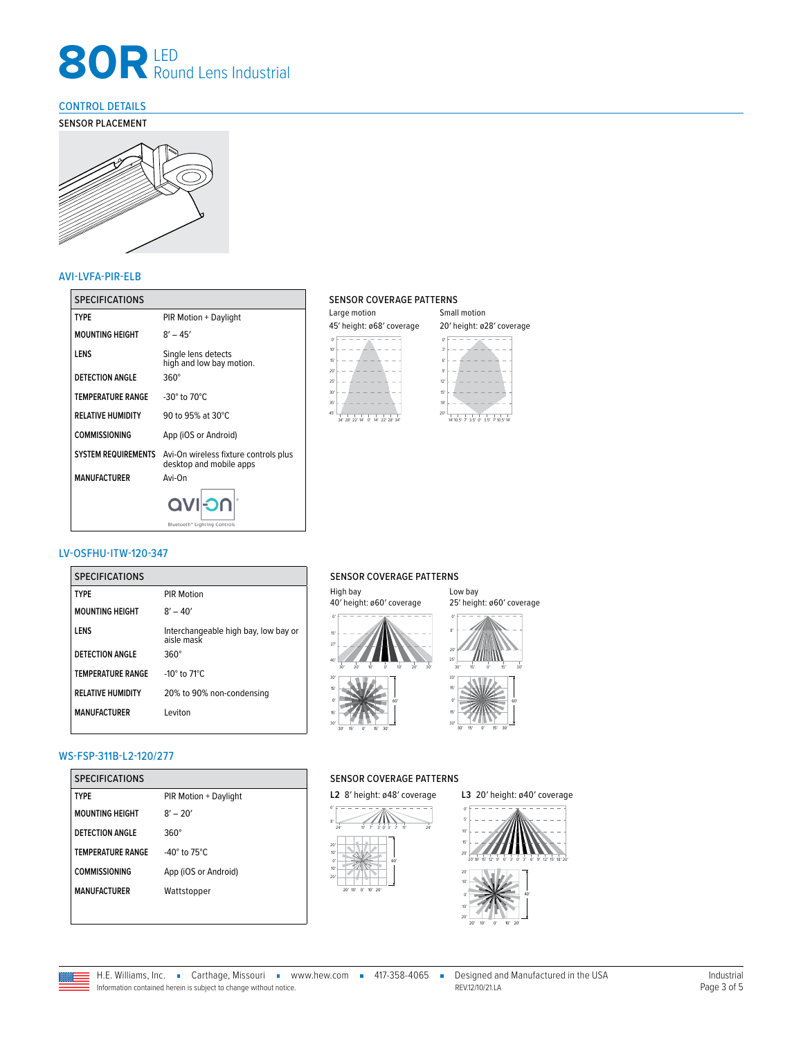# 80R LED Round Lens Industrial

## CONTROL DETAILS

### SENSOR PLACEMENT

### AVI-LVFA-PIR-ELB

| SPECIFICATIONS | |
|---|---|
| TYPE | PIR Motion + Daylight |
| MOUNTING HEIGHT | 8′ – 45′ |
| LENS | Single lens detects high and low bay motion. |
| DETECTION ANGLE | 360° |
| TEMPERATURE RANGE | -30° to 70°C |
| RELATIVE HUMIDITY | 90 to 95% at 30°C |
| COMMISSIONING | App (iOS or Android) |
| SYSTEM REQUIREMENTS | Avi-On wireless fixture controls plus desktop and mobile apps |
| MANUFACTURER | Avi-On |

SENSOR COVERAGE PATTERNS

Large motion
45′ height: ø68′ coverage

Small motion
20′ height: ø28′ coverage

### LV-OSFHU-ITW-120-347

| SPECIFICATIONS | |
|---|---|
| TYPE | PIR Motion |
| MOUNTING HEIGHT | 8′ – 40′ |
| LENS | Interchangeable high bay, low bay or aisle mask |
| DETECTION ANGLE | 360° |
| TEMPERATURE RANGE | -10° to 71°C |
| RELATIVE HUMIDITY | 20% to 90% non-condensing |
| MANUFACTURER | Leviton |

SENSOR COVERAGE PATTERNS

High bay
40′ height: ø60′ coverage

Low bay
25′ height: ø60′ coverage

### WS-FSP-311B-L2-120/277

| SPECIFICATIONS | |
|---|---|
| TYPE | PIR Motion + Daylight |
| MOUNTING HEIGHT | 8′ – 20′ |
| DETECTION ANGLE | 360° |
| TEMPERATURE RANGE | -40° to 75°C |
| COMMISSIONING | App (iOS or Android) |
| MANUFACTURER | Wattstopper |

SENSOR COVERAGE PATTERNS

L2 8′ height: ø48′ coverage

L3 20′ height: ø40′ coverage

H.E. Williams, Inc. ▪ Carthage, Missouri ▪ www.hew.com ▪ 417-358-4065 ▪ Designed and Manufactured in the USA
Information contained herein is subject to change without notice. REV.12/10/21.LA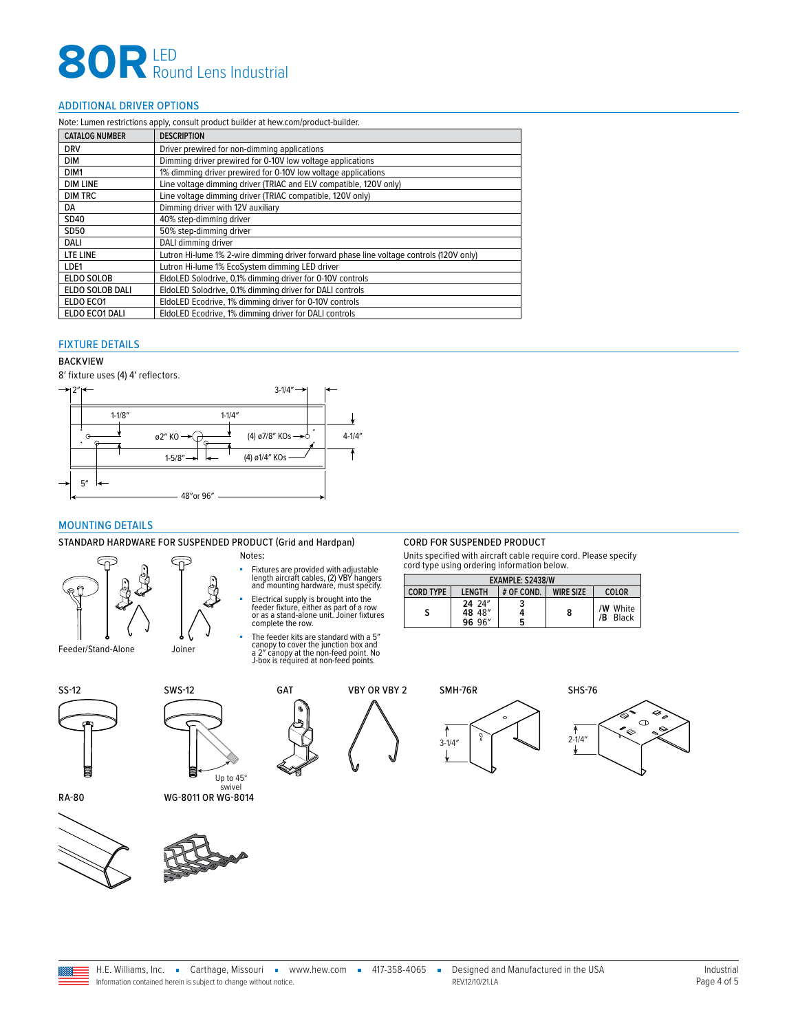# 80R LED Round Lens Industrial

## ADDITIONAL DRIVER OPTIONS

Note: Lumen restrictions apply, consult product builder at hew.com/product-builder.

| CATALOG NUMBER | DESCRIPTION |
|---|---|
| DRV | Driver prewired for non-dimming applications |
| DIM | Dimming driver prewired for 0-10V low voltage applications |
| DIM1 | 1% dimming driver prewired for 0-10V low voltage applications |
| DIM LINE | Line voltage dimming driver (TRIAC and ELV compatible, 120V only) |
| DIM TRC | Line voltage dimming driver (TRIAC compatible, 120V only) |
| DA | Dimming driver with 12V auxiliary |
| SD40 | 40% step-dimming driver |
| SD50 | 50% step-dimming driver |
| DALI | DALI dimming driver |
| LTE LINE | Lutron Hi-lume 1% 2-wire dimming driver forward phase line voltage controls (120V only) |
| LDE1 | Lutron Hi-lume 1% EcoSystem dimming LED driver |
| ELDO SOLOB | EldoLED Solodrive, 0.1% dimming driver for 0-10V controls |
| ELDO SOLOB DALI | EldoLED Solodrive, 0.1% dimming driver for DALI controls |
| ELDO ECO1 | EldoLED Ecodrive, 1% dimming driver for 0-10V controls |
| ELDO ECO1 DALI | EldoLED Ecodrive, 1% dimming driver for DALI controls |

## FIXTURE DETAILS

### BACKVIEW

8′ fixture uses (4) 4′ reflectors.

2″ — 3-1/4″ — 1-1/8″ — 1-1/4″ — ø2″ KO — (4) ø7/8″ KOs — 4-1/4″ — 1-5/8″ — (4) ø1/4″ KOs — 5″ — 48″or 96″

## MOUNTING DETAILS

### STANDARD HARDWARE FOR SUSPENDED PRODUCT (Grid and Hardpan)

Feeder/Stand-Alone — Joiner

Notes:

- Fixtures are provided with adjustable length aircraft cables, (2) VBY hangers and mounting hardware, must specify.
- Electrical supply is brought into the feeder fixture, either as part of a row or as a stand-alone unit. Joiner fixtures complete the row.
- The feeder kits are standard with a 5″ canopy to cover the junction box and a 2″ canopy at the non-feed point. No J-box is required at non-feed points.

### CORD FOR SUSPENDED PRODUCT

Units specified with aircraft cable require cord. Please specify cord type using ordering information below.

| EXAMPLE: S2438/W | | | | |
|---|---|---|---|---|
| CORD TYPE | LENGTH | # OF COND. | WIRE SIZE | COLOR |
| S | **24** 24″<br>**48** 48″<br>**96** 96″ | 3<br>4<br>5 | 8 | **/W** White<br>**/B** Black |

SS-12

SWS-12 — Up to 45° swivel

GAT

VBY OR VBY 2

SMH-76R — 3-1/4″

SHS-76 — 2-1/4″

RA-80

WG-8011 OR WG-8014

H.E. Williams, Inc. ▪ Carthage, Missouri ▪ www.hew.com ▪ 417-358-4065 ▪ Designed and Manufactured in the USA

Information contained herein is subject to change without notice. REV.12/10/21.LA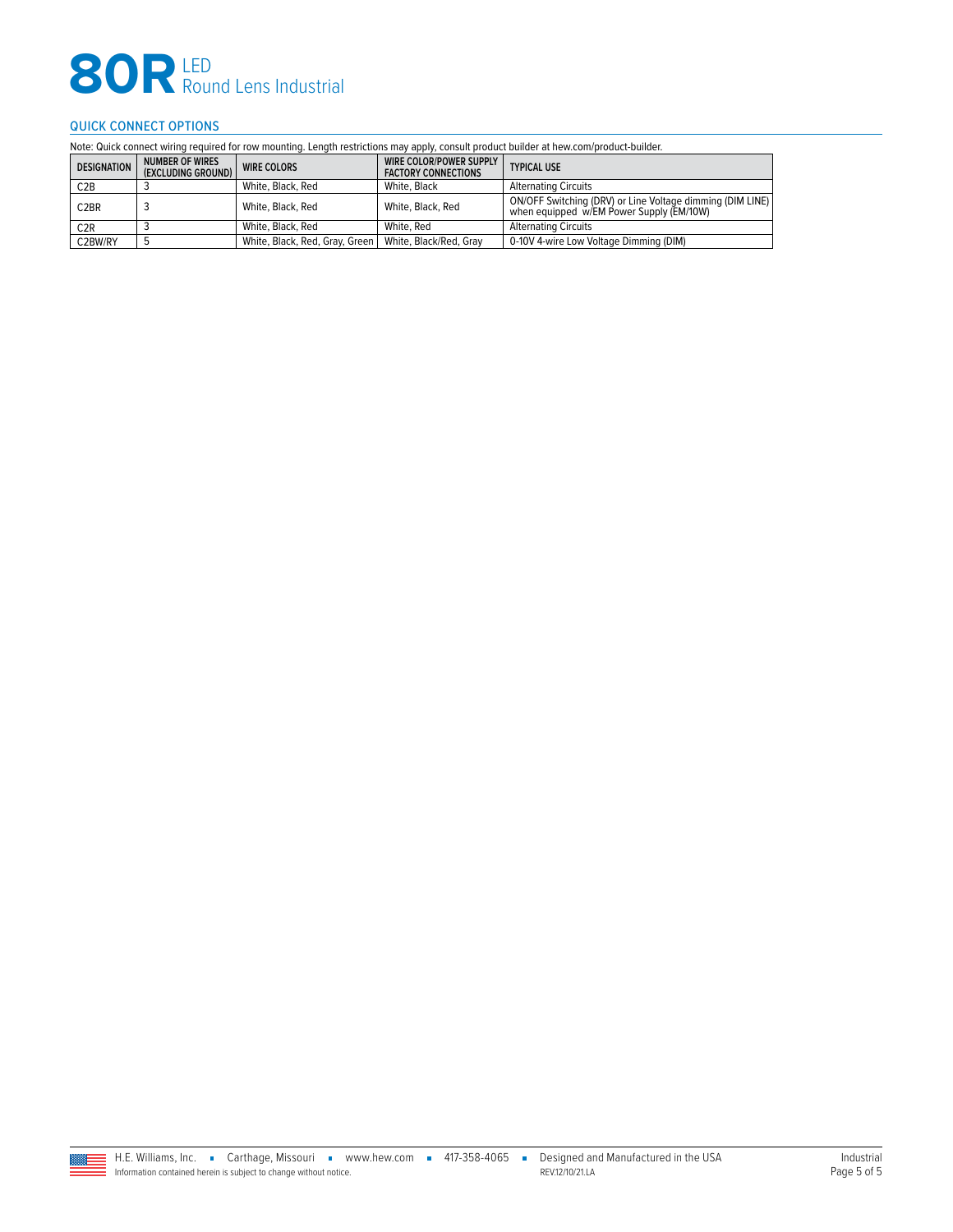# 80R LED Round Lens Industrial

## QUICK CONNECT OPTIONS

Note: Quick connect wiring required for row mounting. Length restrictions may apply, consult product builder at hew.com/product-builder.

| DESIGNATION | NUMBER OF WIRES (EXCLUDING GROUND) | WIRE COLORS | WIRE COLOR/POWER SUPPLY FACTORY CONNECTIONS | TYPICAL USE |
|---|---|---|---|---|
| C2B | 3 | White, Black, Red | White, Black | Alternating Circuits |
| C2BR | 3 | White, Black, Red | White, Black, Red | ON/OFF Switching (DRV) or Line Voltage dimming (DIM LINE) when equipped w/EM Power Supply (EM/10W) |
| C2R | 3 | White, Black, Red | White, Red | Alternating Circuits |
| C2BW/RY | 5 | White, Black, Red, Gray, Green | White, Black/Red, Gray | 0-10V 4-wire Low Voltage Dimming (DIM) |